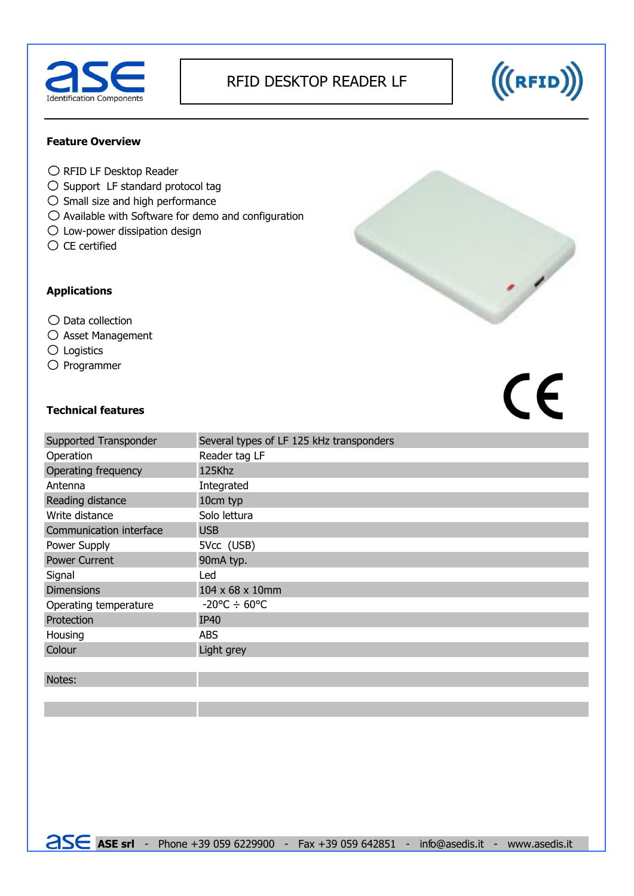# RFID DESKTOP READER LF

ase Identification Components

## Feature Overview

- RFID LF Desktop Reader
- Support LF standard protocol tag
- Small size and high performance
- Available with Software for demo and configuration
- Low-power dissipation design
- CE certified

## Applications

- Data collection
- Asset Management
- Logistics
- Programmer

## Technical features

| | |
|---|---|
| Supported Transponder | Several types of LF 125 kHz transponders |
| Operation | Reader tag LF |
| Operating frequency | 125Khz |
| Antenna | Integrated |
| Reading distance | 10cm typ |
| Write distance | Solo lettura |
| Communication interface | USB |
| Power Supply | 5Vcc (USB) |
| Power Current | 90mA typ. |
| Signal | Led |
| Dimensions | 104 x 68 x 10mm |
| Operating temperature | -20°C ÷ 60°C |
| Protection | IP40 |
| Housing | ABS |
| Colour | Light grey |

| | |
|---|---|
| Notes: | |
| | |

ASE srl - Phone +39 059 6229900 - Fax +39 059 642851 - info@asedis.it - www.asedis.it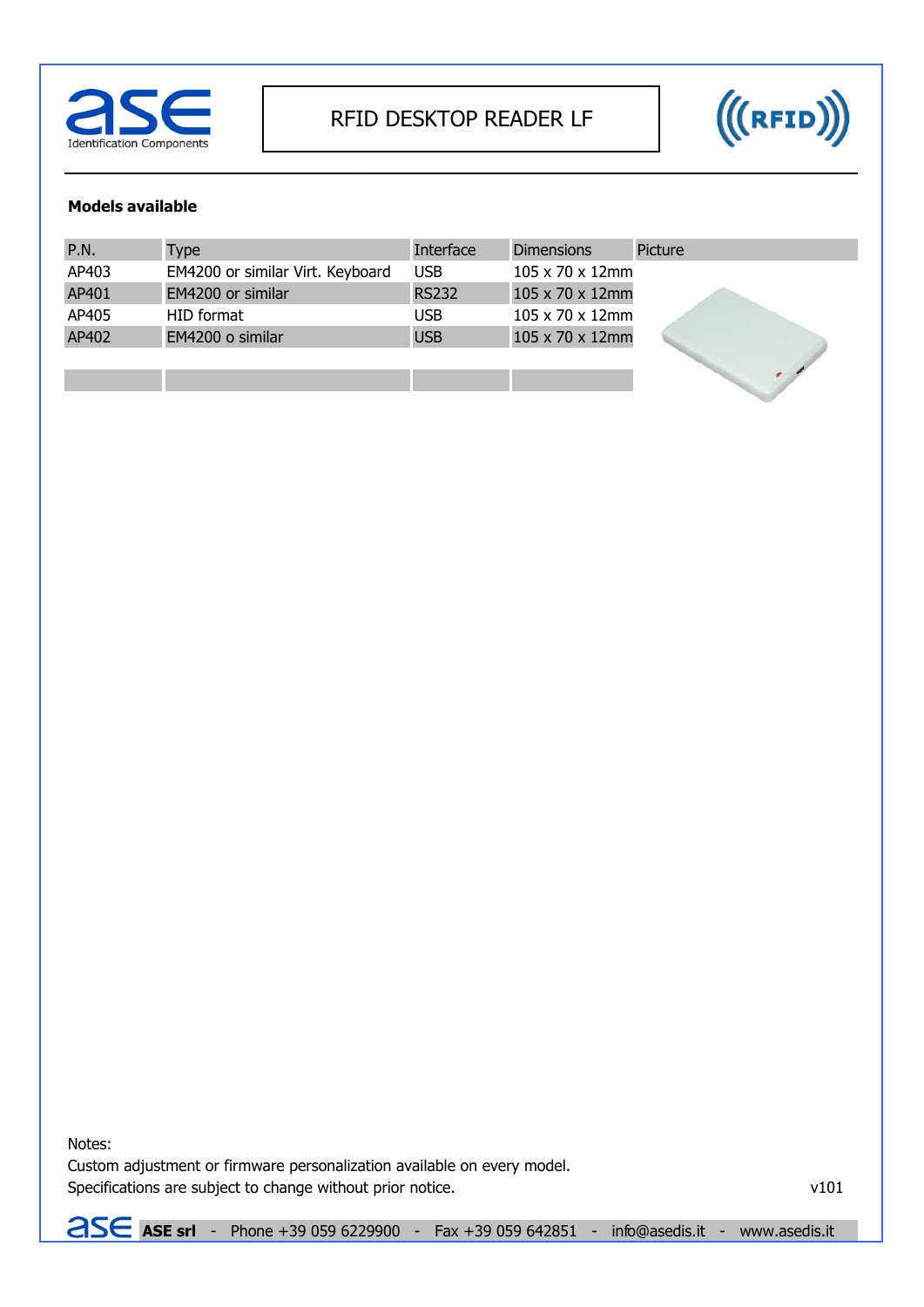# RFID DESKTOP READER LF

**Models available**

| P.N. | Type | Interface | Dimensions | Picture |
|---|---|---|---|---|
| AP403 | EM4200 or similar Virt. Keyboard | USB | 105 x 70 x 12mm | |
| AP401 | EM4200 or similar | RS232 | 105 x 70 x 12mm | |
| AP405 | HID format | USB | 105 x 70 x 12mm | |
| AP402 | EM4200 o similar | USB | 105 x 70 x 12mm | |
| | | | | |

Notes:
Custom adjustment or firmware personalization available on every model.
Specifications are subject to change without prior notice.

v101

**ASE srl** - Phone +39 059 6229900 - Fax +39 059 642851 - info@asedis.it - www.asedis.it